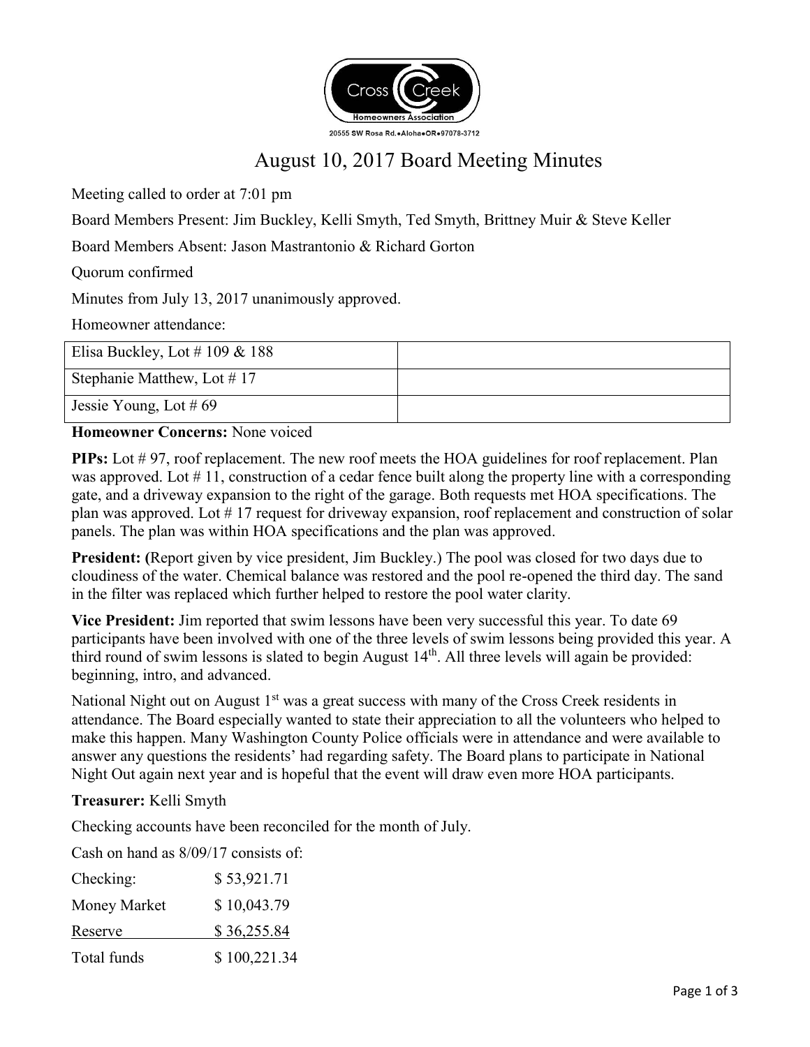Cross Creek Homeowners Association

20555 SW Rosa Rd.•Aloha•OR•97078-3712

# August 10, 2017 Board Meeting Minutes

Meeting called to order at 7:01 pm

Board Members Present: Jim Buckley, Kelli Smyth, Ted Smyth, Brittney Muir & Steve Keller

Board Members Absent: Jason Mastrantonio & Richard Gorton

Quorum confirmed

Minutes from July 13, 2017 unanimously approved.

Homeowner attendance:

| Elisa Buckley, Lot # 109 & 188 | |
|---|---|
| Stephanie Matthew, Lot # 17 | |
| Jessie Young, Lot # 69 | |

**Homeowner Concerns:** None voiced

**PIPs:** Lot # 97, roof replacement. The new roof meets the HOA guidelines for roof replacement. Plan was approved. Lot # 11, construction of a cedar fence built along the property line with a corresponding gate, and a driveway expansion to the right of the garage. Both requests met HOA specifications. The plan was approved. Lot # 17 request for driveway expansion, roof replacement and construction of solar panels. The plan was within HOA specifications and the plan was approved.

**President: (**Report given by vice president, Jim Buckley.) The pool was closed for two days due to cloudiness of the water. Chemical balance was restored and the pool re-opened the third day. The sand in the filter was replaced which further helped to restore the pool water clarity.

**Vice President:** Jim reported that swim lessons have been very successful this year. To date 69 participants have been involved with one of the three levels of swim lessons being provided this year. A third round of swim lessons is slated to begin August 14th. All three levels will again be provided: beginning, intro, and advanced.

National Night out on August 1st was a great success with many of the Cross Creek residents in attendance. The Board especially wanted to state their appreciation to all the volunteers who helped to make this happen. Many Washington County Police officials were in attendance and were available to answer any questions the residents' had regarding safety. The Board plans to participate in National Night Out again next year and is hopeful that the event will draw even more HOA participants.

**Treasurer:** Kelli Smyth

Checking accounts have been reconciled for the month of July.

Cash on hand as 8/09/17 consists of:

| | |
|---|---|
| Checking: | $ 53,921.71 |
| Money Market | $ 10,043.79 |
| Reserve | $ 36,255.84 |
| Total funds | $ 100,221.34 |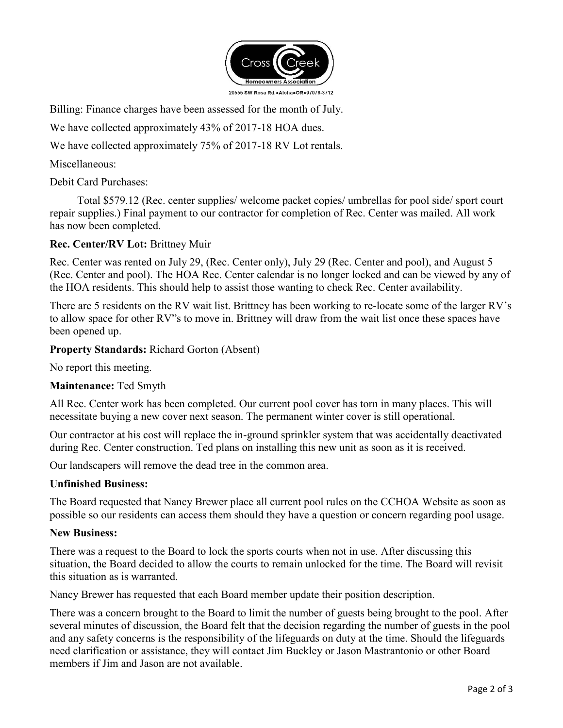Billing: Finance charges have been assessed for the month of July.

We have collected approximately 43% of 2017-18 HOA dues.

We have collected approximately 75% of 2017-18 RV Lot rentals.

Miscellaneous:

Debit Card Purchases:

Total $579.12 (Rec. center supplies/ welcome packet copies/ umbrellas for pool side/ sport court repair supplies.) Final payment to our contractor for completion of Rec. Center was mailed. All work has now been completed.

**Rec. Center/RV Lot:** Brittney Muir

Rec. Center was rented on July 29, (Rec. Center only), July 29 (Rec. Center and pool), and August 5 (Rec. Center and pool). The HOA Rec. Center calendar is no longer locked and can be viewed by any of the HOA residents. This should help to assist those wanting to check Rec. Center availability.

There are 5 residents on the RV wait list. Brittney has been working to re-locate some of the larger RV's to allow space for other RV"s to move in. Brittney will draw from the wait list once these spaces have been opened up.

**Property Standards:** Richard Gorton (Absent)

No report this meeting.

**Maintenance:** Ted Smyth

All Rec. Center work has been completed. Our current pool cover has torn in many places. This will necessitate buying a new cover next season. The permanent winter cover is still operational.

Our contractor at his cost will replace the in-ground sprinkler system that was accidentally deactivated during Rec. Center construction. Ted plans on installing this new unit as soon as it is received.

Our landscapers will remove the dead tree in the common area.

**Unfinished Business:**

The Board requested that Nancy Brewer place all current pool rules on the CCHOA Website as soon as possible so our residents can access them should they have a question or concern regarding pool usage.

**New Business:**

There was a request to the Board to lock the sports courts when not in use. After discussing this situation, the Board decided to allow the courts to remain unlocked for the time. The Board will revisit this situation as is warranted.

Nancy Brewer has requested that each Board member update their position description.

There was a concern brought to the Board to limit the number of guests being brought to the pool. After several minutes of discussion, the Board felt that the decision regarding the number of guests in the pool and any safety concerns is the responsibility of the lifeguards on duty at the time. Should the lifeguards need clarification or assistance, they will contact Jim Buckley or Jason Mastrantonio or other Board members if Jim and Jason are not available.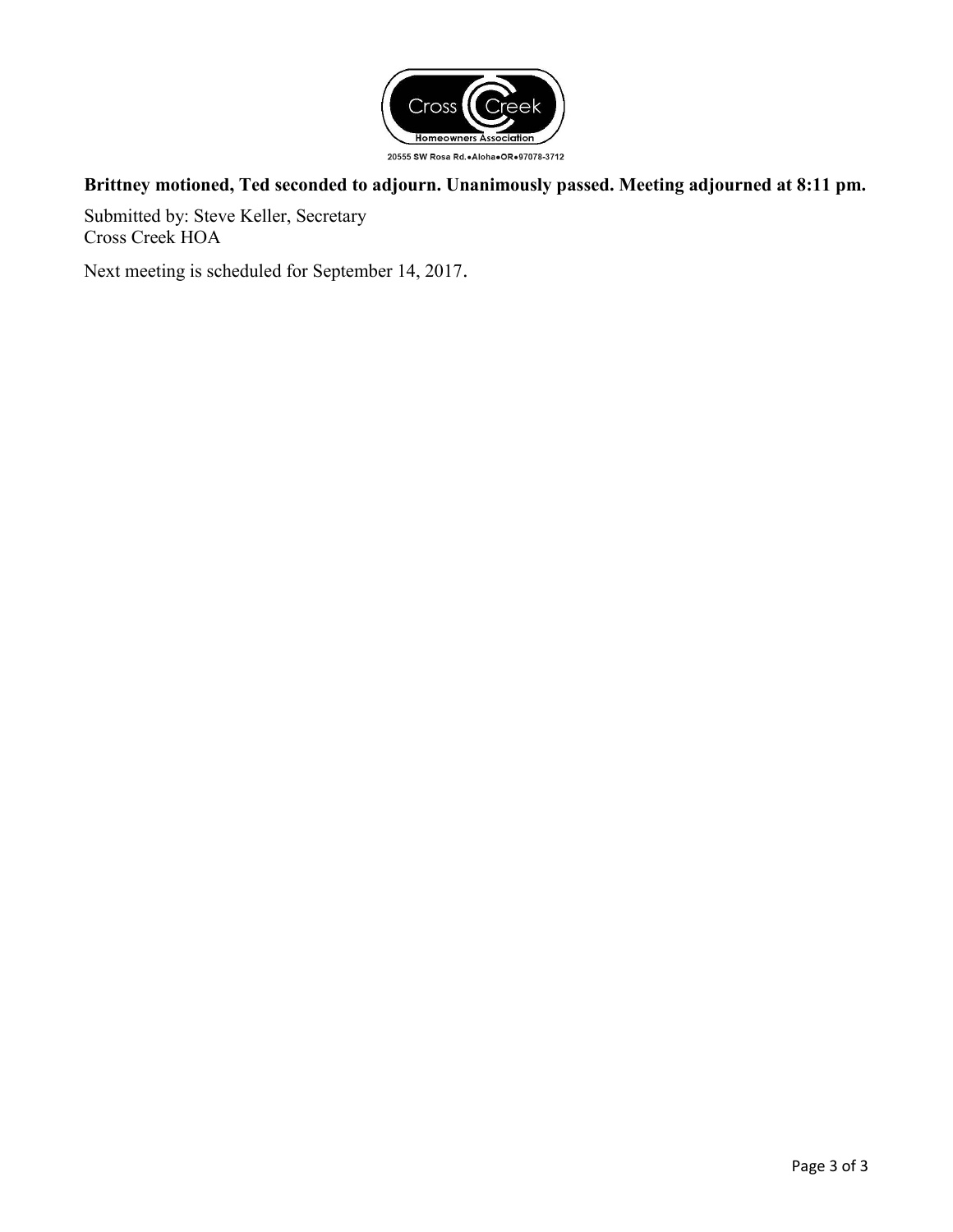**Brittney motioned, Ted seconded to adjourn. Unanimously passed. Meeting adjourned at 8:11 pm.**

Submitted by: Steve Keller, Secretary
Cross Creek HOA

Next meeting is scheduled for September 14, 2017.